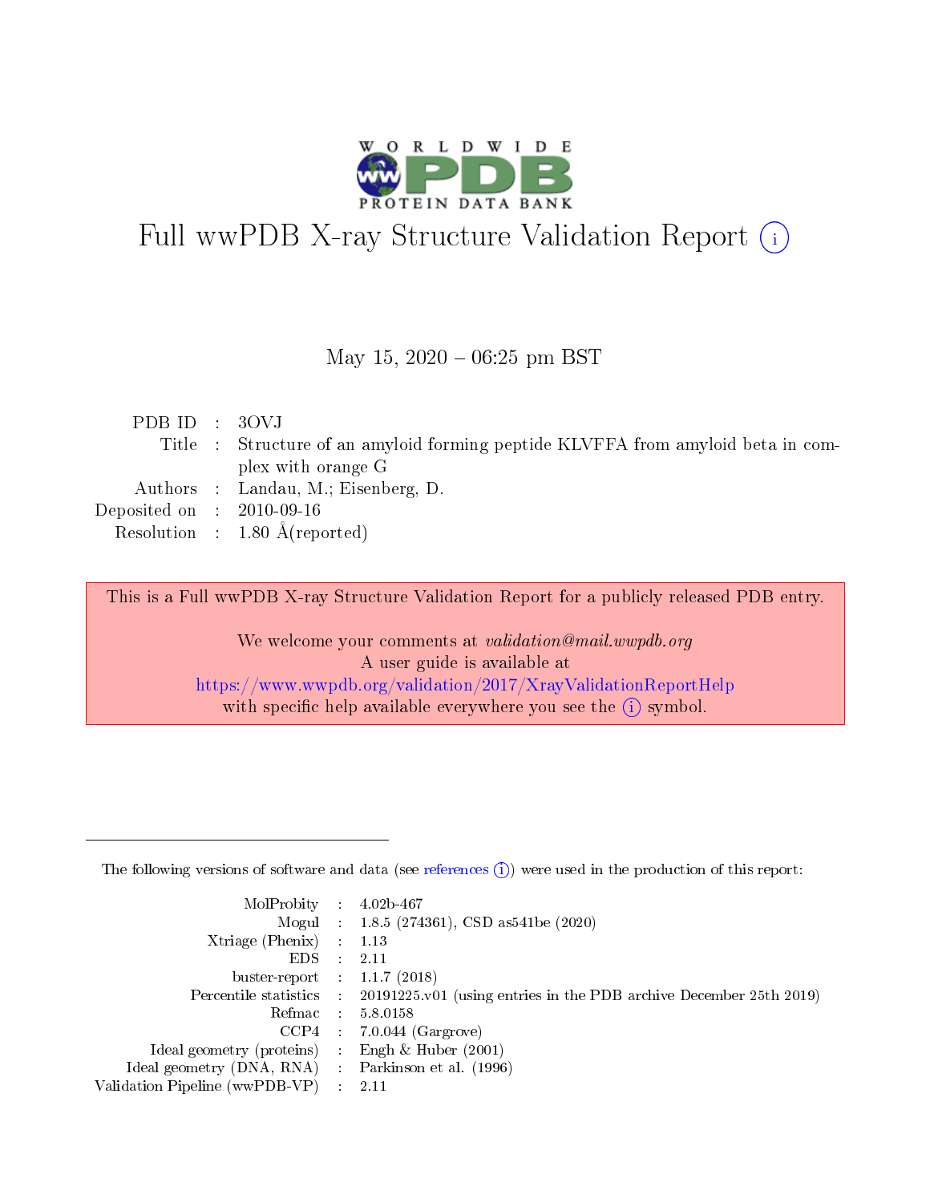# Full wwPDB X-ray Structure Validation Report (i)

May 15, 2020 – 06:25 pm BST

| | | |
|---|---|---|
| PDB ID | : | 3OVJ |
| Title | : | Structure of an amyloid forming peptide KLVFFA from amyloid beta in complex with orange G |
| Authors | : | Landau, M.; Eisenberg, D. |
| Deposited on | : | 2010-09-16 |
| Resolution | : | 1.80 Å(reported) |

This is a Full wwPDB X-ray Structure Validation Report for a publicly released PDB entry.

We welcome your comments at *validation@mail.wwpdb.org*
A user guide is available at
https://www.wwpdb.org/validation/2017/XrayValidationReportHelp
with specific help available everywhere you see the (i) symbol.

The following versions of software and data (see references (i)) were used in the production of this report:

| | | |
|---|---|---|
| MolProbity | : | 4.02b-467 |
| Mogul | : | 1.8.5 (274361), CSD as541be (2020) |
| Xtriage (Phenix) | : | 1.13 |
| EDS | : | 2.11 |
| buster-report | : | 1.1.7 (2018) |
| Percentile statistics | : | 20191225.v01 (using entries in the PDB archive December 25th 2019) |
| Refmac | : | 5.8.0158 |
| CCP4 | : | 7.0.044 (Gargrove) |
| Ideal geometry (proteins) | : | Engh & Huber (2001) |
| Ideal geometry (DNA, RNA) | : | Parkinson et al. (1996) |
| Validation Pipeline (wwPDB-VP) | : | 2.11 |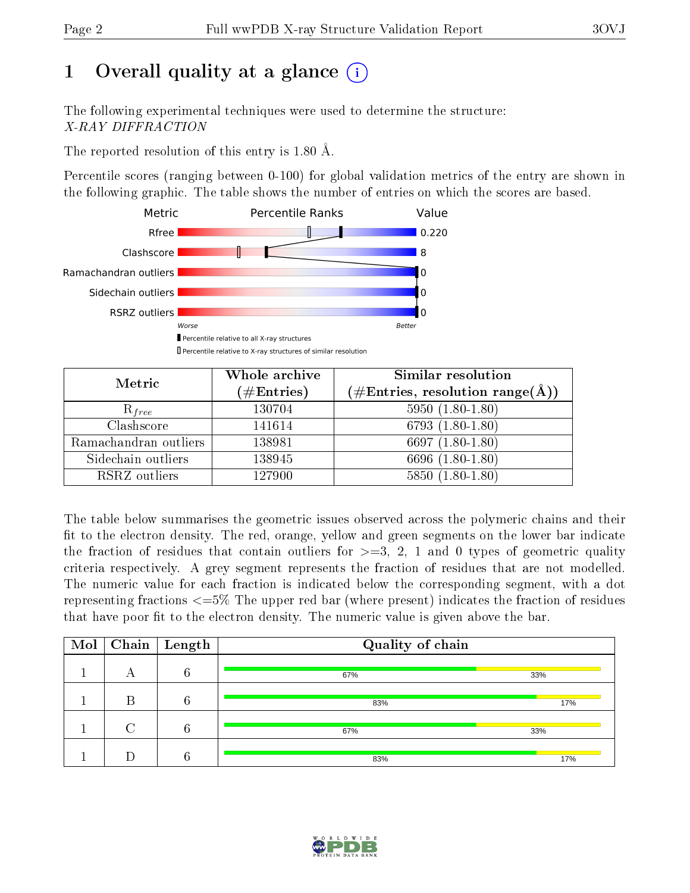# 1 Overall quality at a glance (i)

The following experimental techniques were used to determine the structure:
*X-RAY DIFFRACTION*

The reported resolution of this entry is 1.80 Å.

Percentile scores (ranging between 0-100) for global validation metrics of the entry are shown in the following graphic. The table shows the number of entries on which the scores are based.

| Metric | Value |
|---|---|
| Rfree | 0.220 |
| Clashscore | 8 |
| Ramachandran outliers | 0 |
| Sidechain outliers | 0 |
| RSRZ outliers | 0 |

Worse — Better

Percentile relative to all X-ray structures

Percentile relative to X-ray structures of similar resolution

| Metric | Whole archive (#Entries) | Similar resolution (#Entries, resolution range(Å)) |
|---|---|---|
| $R_{free}$ | 130704 | 5950 (1.80-1.80) |
| Clashscore | 141614 | 6793 (1.80-1.80) |
| Ramachandran outliers | 138981 | 6697 (1.80-1.80) |
| Sidechain outliers | 138945 | 6696 (1.80-1.80) |
| RSRZ outliers | 127900 | 5850 (1.80-1.80) |

The table below summarises the geometric issues observed across the polymeric chains and their fit to the electron density. The red, orange, yellow and green segments on the lower bar indicate the fraction of residues that contain outliers for >=3, 2, 1 and 0 types of geometric quality criteria respectively. A grey segment represents the fraction of residues that are not modelled. The numeric value for each fraction is indicated below the corresponding segment, with a dot representing fractions <=5% The upper red bar (where present) indicates the fraction of residues that have poor fit to the electron density. The numeric value is given above the bar.

| Mol | Chain | Length | Quality of chain |
|---|---|---|---|
| 1 | A | 6 | 67% / 33% |
| 1 | B | 6 | 83% / 17% |
| 1 | C | 6 | 67% / 33% |
| 1 | D | 6 | 83% / 17% |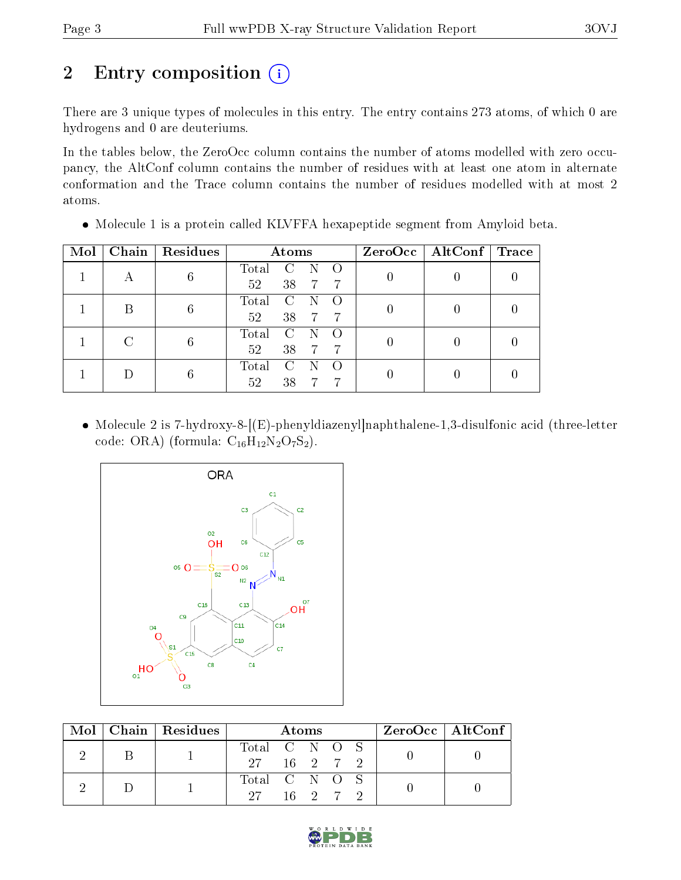# 2 Entry composition

There are 3 unique types of molecules in this entry. The entry contains 273 atoms, of which 0 are hydrogens and 0 are deuteriums.

In the tables below, the ZeroOcc column contains the number of atoms modelled with zero occupancy, the AltConf column contains the number of residues with at least one atom in alternate conformation and the Trace column contains the number of residues modelled with at most 2 atoms.

- Molecule 1 is a protein called KLVFFA hexapeptide segment from Amyloid beta.

| Mol | Chain | Residues | Atoms | | | | ZeroOcc | AltConf | Trace |
|---|---|---|---|---|---|---|---|---|---|
| 1 | A | 6 | Total 52 | C 38 | N 7 | O 7 | 0 | 0 | 0 |
| 1 | B | 6 | Total 52 | C 38 | N 7 | O 7 | 0 | 0 | 0 |
| 1 | C | 6 | Total 52 | C 38 | N 7 | O 7 | 0 | 0 | 0 |
| 1 | D | 6 | Total 52 | C 38 | N 7 | O 7 | 0 | 0 | 0 |

- Molecule 2 is 7-hydroxy-8-[(E)-phenyldiazenyl]naphthalene-1,3-disulfonic acid (three-letter code: ORA) (formula: $C_{16}H_{12}N_2O_7S_2$).

| Mol | Chain | Residues | Atoms | | | | | ZeroOcc | AltConf |
|---|---|---|---|---|---|---|---|---|---|
| 2 | B | 1 | Total 27 | C 16 | N 2 | O 7 | S 2 | 0 | 0 |
| 2 | D | 1 | Total 27 | C 16 | N 2 | O 7 | S 2 | 0 | 0 |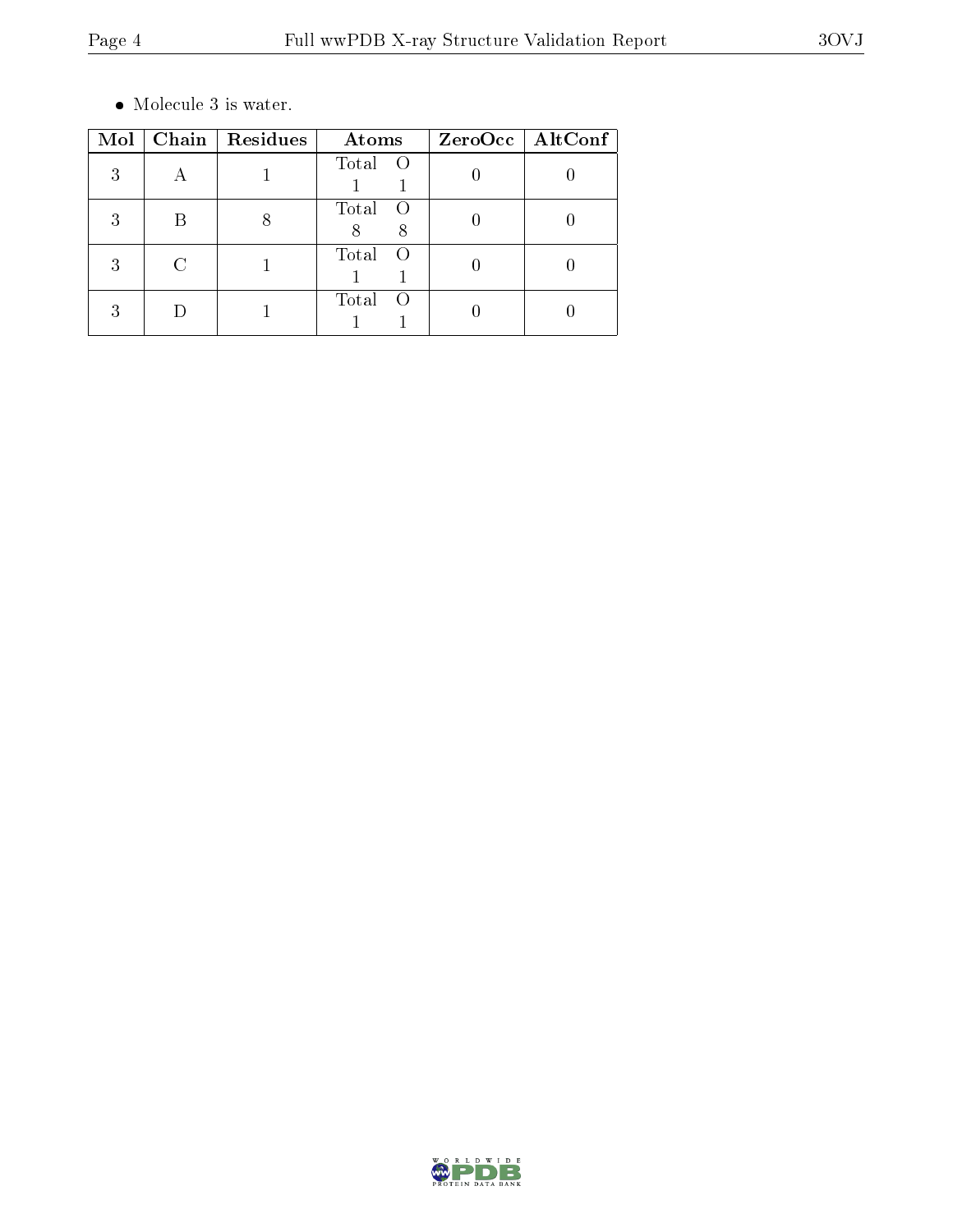- Molecule 3 is water.

| Mol | Chain | Residues | Atoms | ZeroOcc | AltConf |
|---|---|---|---|---|---|
| 3 | A | 1 | Total O<br>1 1 | 0 | 0 |
| 3 | B | 8 | Total O<br>8 8 | 0 | 0 |
| 3 | C | 1 | Total O<br>1 1 | 0 | 0 |
| 3 | D | 1 | Total O<br>1 1 | 0 | 0 |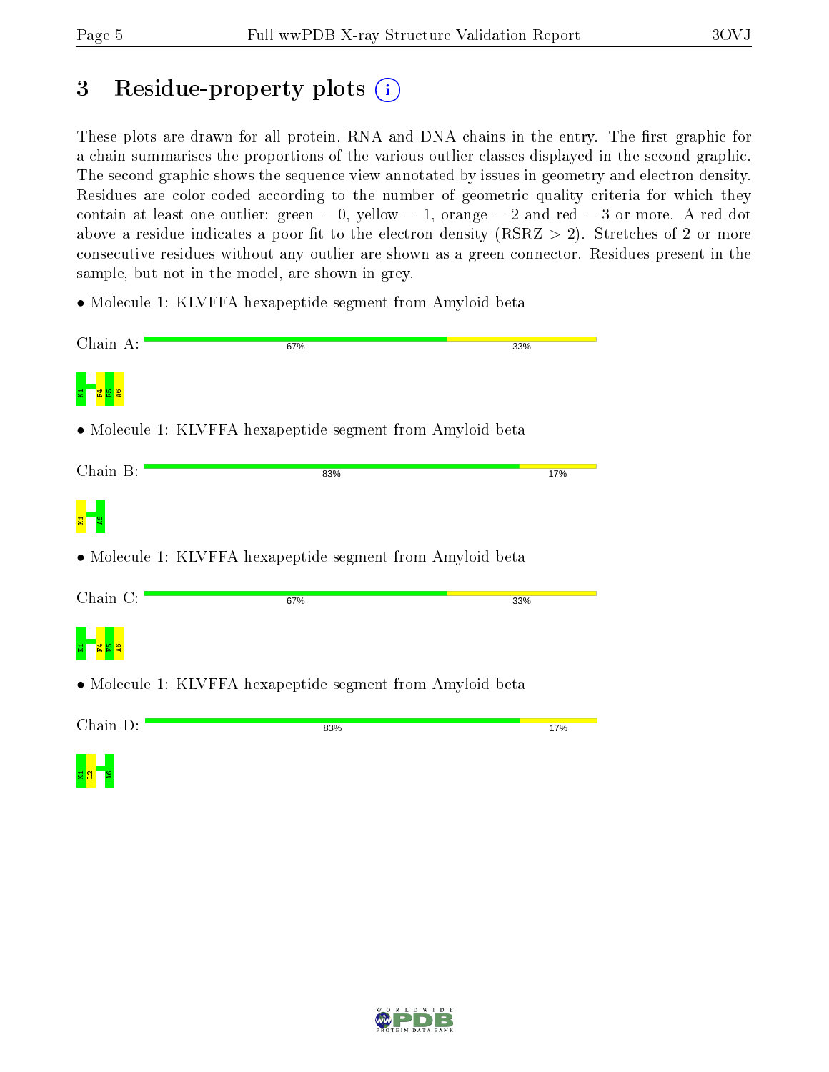# 3 Residue-property plots

These plots are drawn for all protein, RNA and DNA chains in the entry. The first graphic for a chain summarises the proportions of the various outlier classes displayed in the second graphic. The second graphic shows the sequence view annotated by issues in geometry and electron density. Residues are color-coded according to the number of geometric quality criteria for which they contain at least one outlier: green = 0, yellow = 1, orange = 2 and red = 3 or more. A red dot above a residue indicates a poor fit to the electron density (RSRZ > 2). Stretches of 2 or more consecutive residues without any outlier are shown as a green connector. Residues present in the sample, but not in the model, are shown in grey.

- Molecule 1: KLVFFA hexapeptide segment from Amyloid beta

Chain A: 67% 33%

K1 F4 F5 A6

- Molecule 1: KLVFFA hexapeptide segment from Amyloid beta

Chain B: 83% 17%

K1 A6

- Molecule 1: KLVFFA hexapeptide segment from Amyloid beta

Chain C: 67% 33%

K1 F4 F5 A6

- Molecule 1: KLVFFA hexapeptide segment from Amyloid beta

Chain D: 83% 17%

K1 L2 A6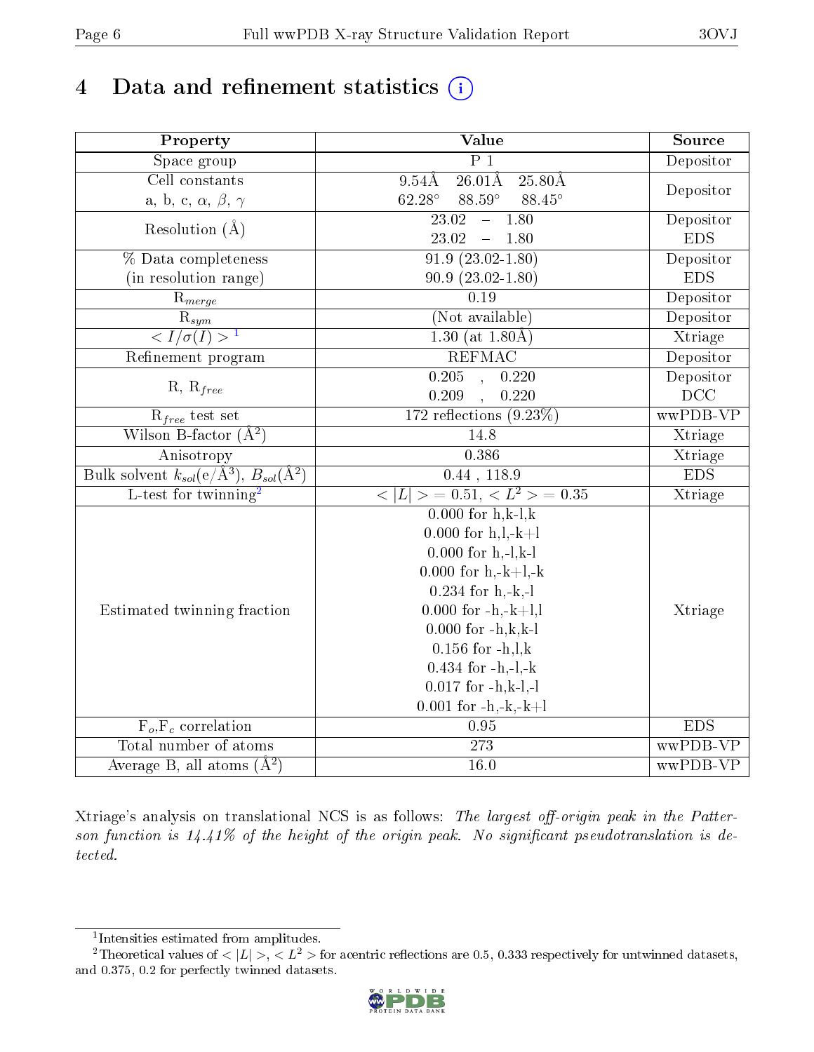# 4 Data and refinement statistics (i)

| Property | Value | Source |
|---|---|---|
| Space group | P 1 | Depositor |
| Cell constants<br>a, b, c, $\alpha$, $\beta$, $\gamma$ | 9.54Å 26.01Å 25.80Å<br>62.28° 88.59° 88.45° | Depositor |
| Resolution (Å) | 23.02 – 1.80<br>23.02 – 1.80 | Depositor<br>EDS |
| % Data completeness<br>(in resolution range) | 91.9 (23.02-1.80)<br>90.9 (23.02-1.80) | Depositor<br>EDS |
| $R_{merge}$ | 0.19 | Depositor |
| $R_{sym}$ | (Not available) | Depositor |
| $< I/\sigma(I) >$ [1] | 1.30 (at 1.80Å) | Xtriage |
| Refinement program | REFMAC | Depositor |
| R, $R_{free}$ | 0.205 , 0.220<br>0.209 , 0.220 | Depositor<br>DCC |
| $R_{free}$ test set | 172 reflections (9.23%) | wwPDB-VP |
| Wilson B-factor (Å$^2$) | 14.8 | Xtriage |
| Anisotropy | 0.386 | Xtriage |
| Bulk solvent $k_{sol}$(e/Å$^3$), $B_{sol}$(Å$^2$) | 0.44 , 118.9 | EDS |
| L-test for twinning[2] | $< \|L\| > = 0.51$, $< L^2 > = 0.35$ | Xtriage |
| Estimated twinning fraction | 0.000 for h,k-l,k<br>0.000 for h,l,-k+l<br>0.000 for h,-l,k-l<br>0.000 for h,-k+l,-k<br>0.234 for h,-k,-l<br>0.000 for -h,-k+l,l<br>0.000 for -h,k,k-l<br>0.156 for -h,l,k<br>0.434 for -h,-l,-k<br>0.017 for -h,k-l,-l<br>0.001 for -h,-k,-k+l | Xtriage |
| $F_o$,$F_c$ correlation | 0.95 | EDS |
| Total number of atoms | 273 | wwPDB-VP |
| Average B, all atoms (Å$^2$) | 16.0 | wwPDB-VP |

Xtriage's analysis on translational NCS is as follows: *The largest off-origin peak in the Patterson function is 14.41% of the height of the origin peak. No significant pseudotranslation is detected.*

[1] Intensities estimated from amplitudes.

[2] Theoretical values of $< |L| >$, $< L^2 >$ for acentric reflections are 0.5, 0.333 respectively for untwinned datasets, and 0.375, 0.2 for perfectly twinned datasets.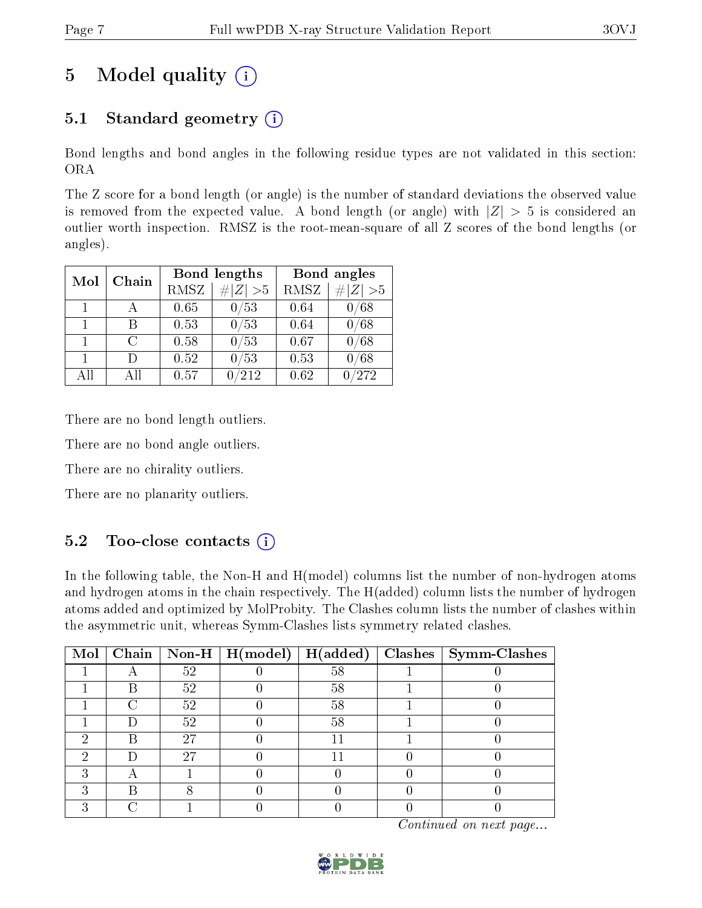# 5 Model quality

## 5.1 Standard geometry

Bond lengths and bond angles in the following residue types are not validated in this section: ORA

The Z score for a bond length (or angle) is the number of standard deviations the observed value is removed from the expected value. A bond length (or angle) with $|Z| > 5$ is considered an outlier worth inspection. RMSZ is the root-mean-square of all Z scores of the bond lengths (or angles).

| Mol | Chain | Bond lengths | | Bond angles | |
|---|---|---|---|---|---|
| | | RMSZ | #$\|Z\|$ >5 | RMSZ | #$\|Z\|$ >5 |
| 1 | A | 0.65 | 0/53 | 0.64 | 0/68 |
| 1 | B | 0.53 | 0/53 | 0.64 | 0/68 |
| 1 | C | 0.58 | 0/53 | 0.67 | 0/68 |
| 1 | D | 0.52 | 0/53 | 0.53 | 0/68 |
| All | All | 0.57 | 0/212 | 0.62 | 0/272 |

There are no bond length outliers.

There are no bond angle outliers.

There are no chirality outliers.

There are no planarity outliers.

## 5.2 Too-close contacts

In the following table, the Non-H and H(model) columns list the number of non-hydrogen atoms and hydrogen atoms in the chain respectively. The H(added) column lists the number of hydrogen atoms added and optimized by MolProbity. The Clashes column lists the number of clashes within the asymmetric unit, whereas Symm-Clashes lists symmetry related clashes.

| Mol | Chain | Non-H | H(model) | H(added) | Clashes | Symm-Clashes |
|---|---|---|---|---|---|---|
| 1 | A | 52 | 0 | 58 | 1 | 0 |
| 1 | B | 52 | 0 | 58 | 1 | 0 |
| 1 | C | 52 | 0 | 58 | 1 | 0 |
| 1 | D | 52 | 0 | 58 | 1 | 0 |
| 2 | B | 27 | 0 | 11 | 1 | 0 |
| 2 | D | 27 | 0 | 11 | 0 | 0 |
| 3 | A | 1 | 0 | 0 | 0 | 0 |
| 3 | B | 8 | 0 | 0 | 0 | 0 |
| 3 | C | 1 | 0 | 0 | 0 | 0 |

*Continued on next page...*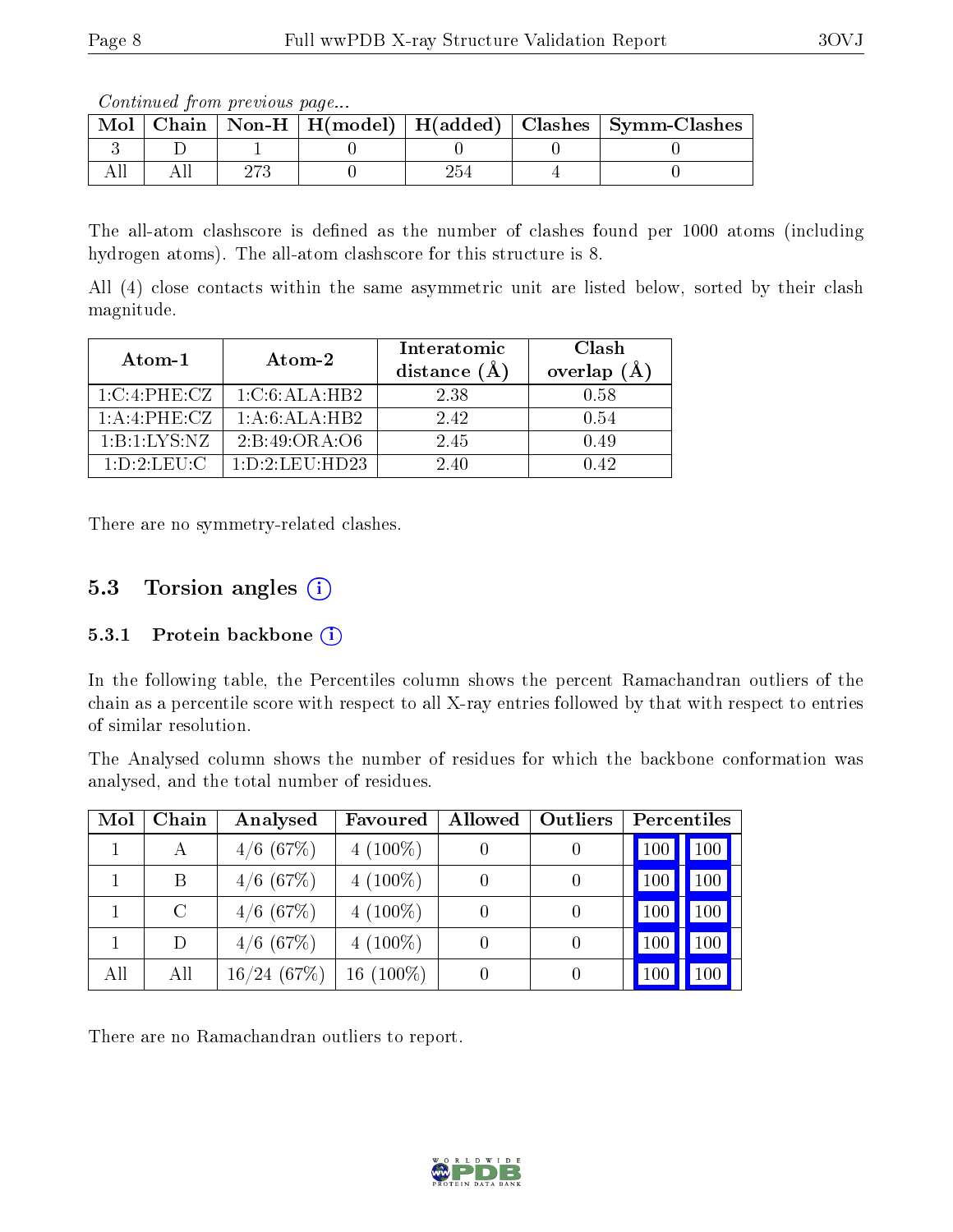*Continued from previous page...*

| Mol | Chain | Non-H | H(model) | H(added) | Clashes | Symm-Clashes |
|---|---|---|---|---|---|---|
| 3 | D | 1 | 0 | 0 | 0 | 0 |
| All | All | 273 | 0 | 254 | 4 | 0 |

The all-atom clashscore is defined as the number of clashes found per 1000 atoms (including hydrogen atoms). The all-atom clashscore for this structure is 8.

All (4) close contacts within the same asymmetric unit are listed below, sorted by their clash magnitude.

| Atom-1 | Atom-2 | Interatomic distance (Å) | Clash overlap (Å) |
|---|---|---|---|
| 1:C:4:PHE:CZ | 1:C:6:ALA:HB2 | 2.38 | 0.58 |
| 1:A:4:PHE:CZ | 1:A:6:ALA:HB2 | 2.42 | 0.54 |
| 1:B:1:LYS:NZ | 2:B:49:ORA:O6 | 2.45 | 0.49 |
| 1:D:2:LEU:C | 1:D:2:LEU:HD23 | 2.40 | 0.42 |

There are no symmetry-related clashes.

## 5.3 Torsion angles

### 5.3.1 Protein backbone

In the following table, the Percentiles column shows the percent Ramachandran outliers of the chain as a percentile score with respect to all X-ray entries followed by that with respect to entries of similar resolution.

The Analysed column shows the number of residues for which the backbone conformation was analysed, and the total number of residues.

| Mol | Chain | Analysed | Favoured | Allowed | Outliers | Percentiles | |
|---|---|---|---|---|---|---|---|
| 1 | A | 4/6 (67%) | 4 (100%) | 0 | 0 | 100 | 100 |
| 1 | B | 4/6 (67%) | 4 (100%) | 0 | 0 | 100 | 100 |
| 1 | C | 4/6 (67%) | 4 (100%) | 0 | 0 | 100 | 100 |
| 1 | D | 4/6 (67%) | 4 (100%) | 0 | 0 | 100 | 100 |
| All | All | 16/24 (67%) | 16 (100%) | 0 | 0 | 100 | 100 |

There are no Ramachandran outliers to report.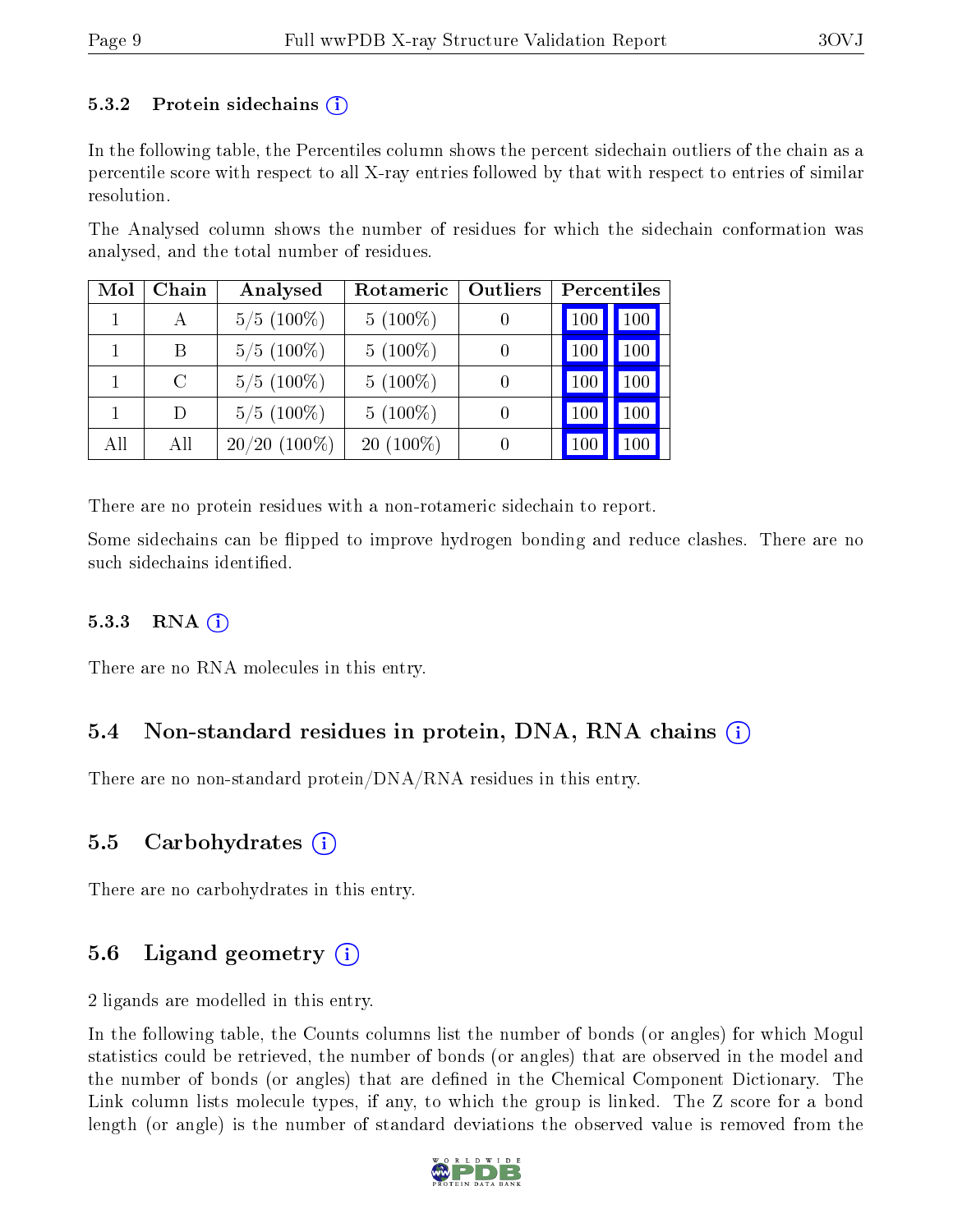### 5.3.2 Protein sidechains (i)

In the following table, the Percentiles column shows the percent sidechain outliers of the chain as a percentile score with respect to all X-ray entries followed by that with respect to entries of similar resolution.

The Analysed column shows the number of residues for which the sidechain conformation was analysed, and the total number of residues.

| Mol | Chain | Analysed | Rotameric | Outliers | Percentiles | |
|---|---|---|---|---|---|---|
| 1 | A | 5/5 (100%) | 5 (100%) | 0 | 100 | 100 |
| 1 | B | 5/5 (100%) | 5 (100%) | 0 | 100 | 100 |
| 1 | C | 5/5 (100%) | 5 (100%) | 0 | 100 | 100 |
| 1 | D | 5/5 (100%) | 5 (100%) | 0 | 100 | 100 |
| All | All | 20/20 (100%) | 20 (100%) | 0 | 100 | 100 |

There are no protein residues with a non-rotameric sidechain to report.

Some sidechains can be flipped to improve hydrogen bonding and reduce clashes. There are no such sidechains identified.

### 5.3.3 RNA (i)

There are no RNA molecules in this entry.

## 5.4 Non-standard residues in protein, DNA, RNA chains (i)

There are no non-standard protein/DNA/RNA residues in this entry.

## 5.5 Carbohydrates (i)

There are no carbohydrates in this entry.

## 5.6 Ligand geometry (i)

2 ligands are modelled in this entry.

In the following table, the Counts columns list the number of bonds (or angles) for which Mogul statistics could be retrieved, the number of bonds (or angles) that are observed in the model and the number of bonds (or angles) that are defined in the Chemical Component Dictionary. The Link column lists molecule types, if any, to which the group is linked. The Z score for a bond length (or angle) is the number of standard deviations the observed value is removed from the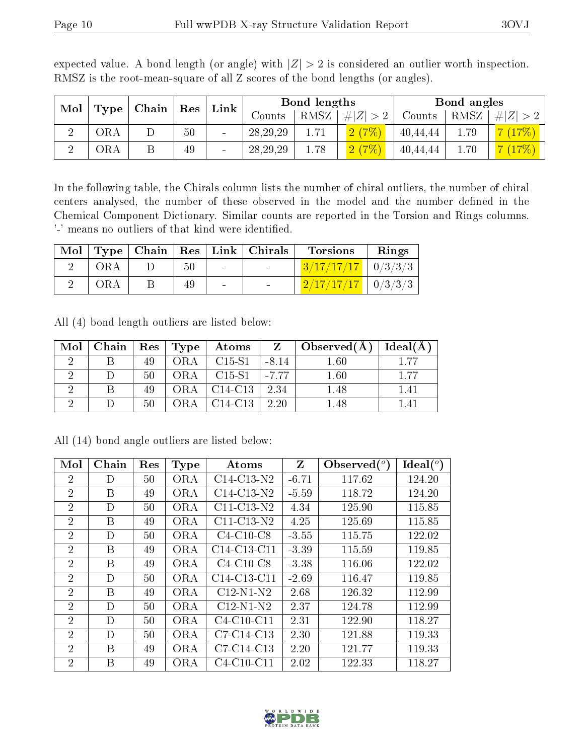expected value. A bond length (or angle) with $|Z| > 2$ is considered an outlier worth inspection. RMSZ is the root-mean-square of all Z scores of the bond lengths (or angles).

| Mol | Type | Chain | Res | Link | Bond lengths | | | Bond angles | | |
|---|---|---|---|---|---|---|---|---|---|---|
| | | | | | Counts | RMSZ | $\#\|Z\| > 2$ | Counts | RMSZ | $\#\|Z\| > 2$ |
| 2 | ORA | D | 50 | - | 28,29,29 | 1.71 | 2 (7%) | 40,44,44 | 1.79 | 7 (17%) |
| 2 | ORA | B | 49 | - | 28,29,29 | 1.78 | 2 (7%) | 40,44,44 | 1.70 | 7 (17%) |

In the following table, the Chirals column lists the number of chiral outliers, the number of chiral centers analysed, the number of these observed in the model and the number defined in the Chemical Component Dictionary. Similar counts are reported in the Torsion and Rings columns. '-' means no outliers of that kind were identified.

| Mol | Type | Chain | Res | Link | Chirals | Torsions | Rings |
|---|---|---|---|---|---|---|---|
| 2 | ORA | D | 50 | - | - | 3/17/17/17 | 0/3/3/3 |
| 2 | ORA | B | 49 | - | - | 2/17/17/17 | 0/3/3/3 |

All (4) bond length outliers are listed below:

| Mol | Chain | Res | Type | Atoms | Z | Observed(Å) | Ideal(Å) |
|---|---|---|---|---|---|---|---|
| 2 | B | 49 | ORA | C15-S1 | -8.14 | 1.60 | 1.77 |
| 2 | D | 50 | ORA | C15-S1 | -7.77 | 1.60 | 1.77 |
| 2 | B | 49 | ORA | C14-C13 | 2.34 | 1.48 | 1.41 |
| 2 | D | 50 | ORA | C14-C13 | 2.20 | 1.48 | 1.41 |

All (14) bond angle outliers are listed below:

| Mol | Chain | Res | Type | Atoms | Z | Observed($^o$) | Ideal($^o$) |
|---|---|---|---|---|---|---|---|
| 2 | D | 50 | ORA | C14-C13-N2 | -6.71 | 117.62 | 124.20 |
| 2 | B | 49 | ORA | C14-C13-N2 | -5.59 | 118.72 | 124.20 |
| 2 | D | 50 | ORA | C11-C13-N2 | 4.34 | 125.90 | 115.85 |
| 2 | B | 49 | ORA | C11-C13-N2 | 4.25 | 125.69 | 115.85 |
| 2 | D | 50 | ORA | C4-C10-C8 | -3.55 | 115.75 | 122.02 |
| 2 | B | 49 | ORA | C14-C13-C11 | -3.39 | 115.59 | 119.85 |
| 2 | B | 49 | ORA | C4-C10-C8 | -3.38 | 116.06 | 122.02 |
| 2 | D | 50 | ORA | C14-C13-C11 | -2.69 | 116.47 | 119.85 |
| 2 | B | 49 | ORA | C12-N1-N2 | 2.68 | 126.32 | 112.99 |
| 2 | D | 50 | ORA | C12-N1-N2 | 2.37 | 124.78 | 112.99 |
| 2 | D | 50 | ORA | C4-C10-C11 | 2.31 | 122.90 | 118.27 |
| 2 | D | 50 | ORA | C7-C14-C13 | 2.30 | 121.88 | 119.33 |
| 2 | B | 49 | ORA | C7-C14-C13 | 2.20 | 121.77 | 119.33 |
| 2 | B | 49 | ORA | C4-C10-C11 | 2.02 | 122.33 | 118.27 |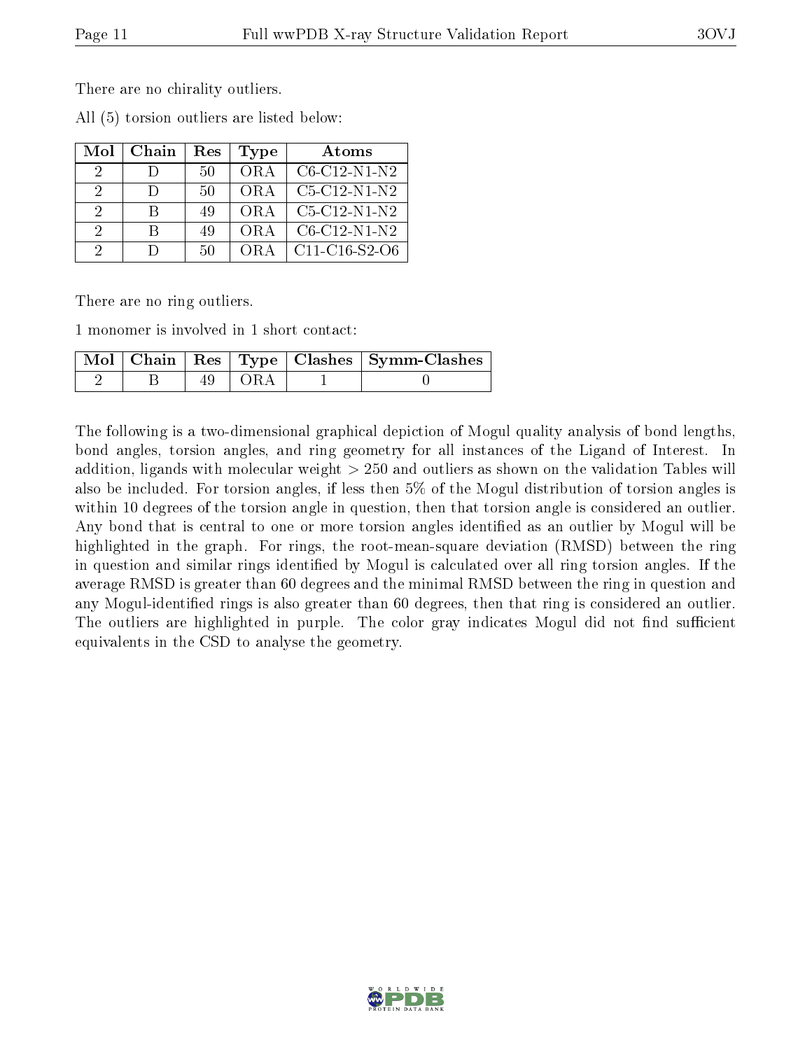There are no chirality outliers.

All (5) torsion outliers are listed below:

| Mol | Chain | Res | Type | Atoms |
|---|---|---|---|---|
| 2 | D | 50 | ORA | C6-C12-N1-N2 |
| 2 | D | 50 | ORA | C5-C12-N1-N2 |
| 2 | B | 49 | ORA | C5-C12-N1-N2 |
| 2 | B | 49 | ORA | C6-C12-N1-N2 |
| 2 | D | 50 | ORA | C11-C16-S2-O6 |

There are no ring outliers.

1 monomer is involved in 1 short contact:

| Mol | Chain | Res | Type | Clashes | Symm-Clashes |
|---|---|---|---|---|---|
| 2 | B | 49 | ORA | 1 | 0 |

The following is a two-dimensional graphical depiction of Mogul quality analysis of bond lengths, bond angles, torsion angles, and ring geometry for all instances of the Ligand of Interest. In addition, ligands with molecular weight > 250 and outliers as shown on the validation Tables will also be included. For torsion angles, if less then 5% of the Mogul distribution of torsion angles is within 10 degrees of the torsion angle in question, then that torsion angle is considered an outlier. Any bond that is central to one or more torsion angles identified as an outlier by Mogul will be highlighted in the graph. For rings, the root-mean-square deviation (RMSD) between the ring in question and similar rings identified by Mogul is calculated over all ring torsion angles. If the average RMSD is greater than 60 degrees and the minimal RMSD between the ring in question and any Mogul-identified rings is also greater than 60 degrees, then that ring is considered an outlier. The outliers are highlighted in purple. The color gray indicates Mogul did not find sufficient equivalents in the CSD to analyse the geometry.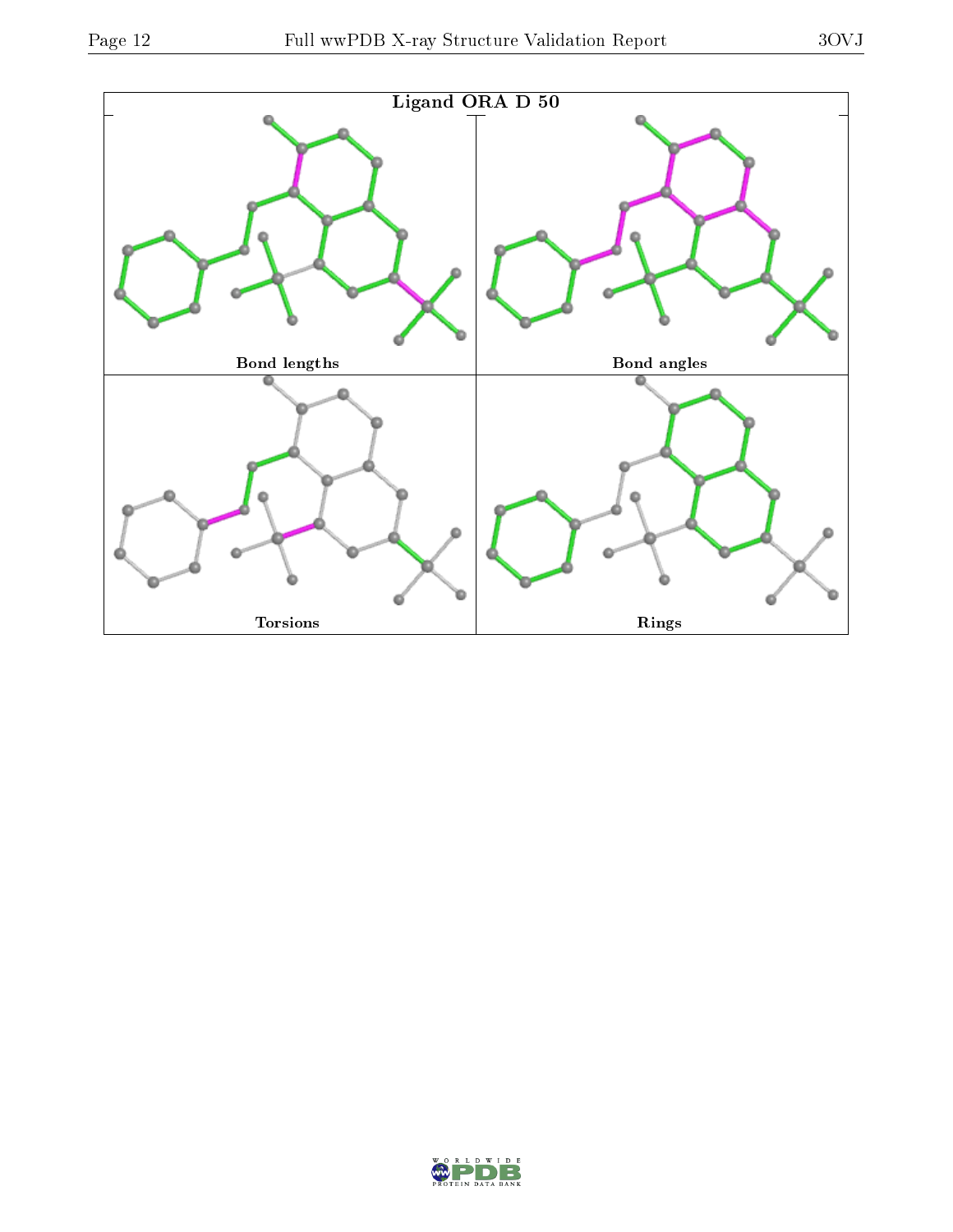Ligand ORA D 50

| Bond lengths | Bond angles |
| --- | --- |
| Torsions | Rings |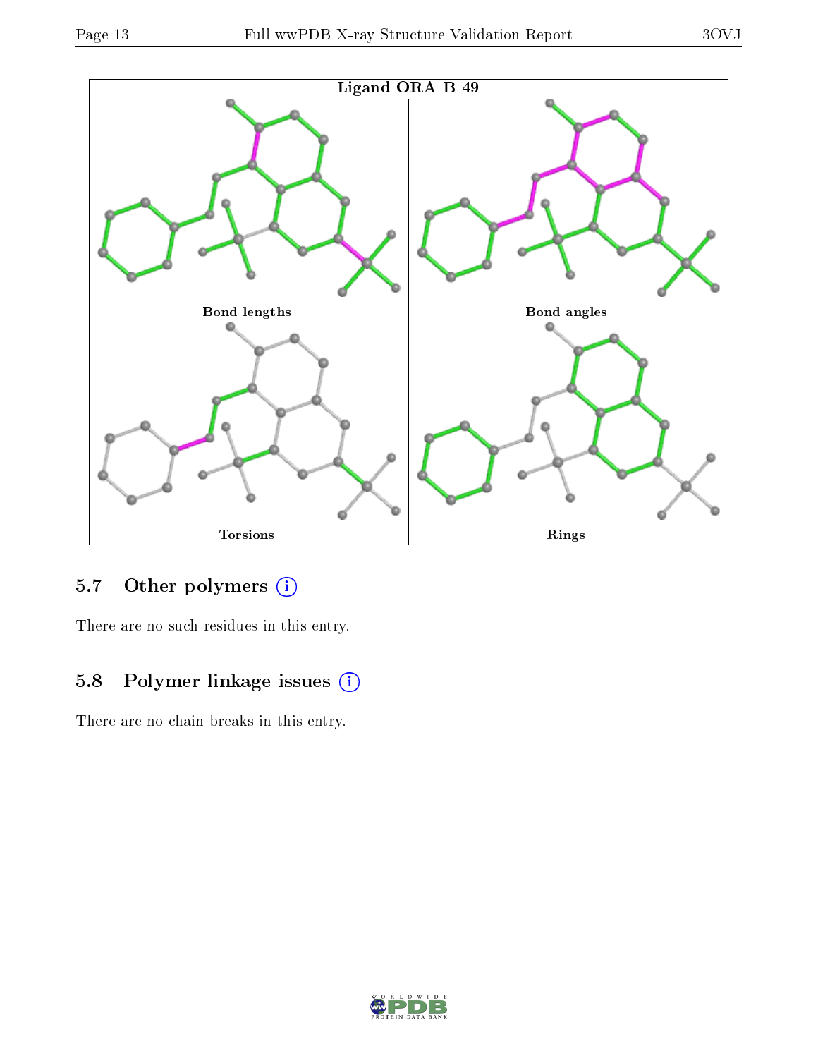Ligand ORA B 49

Bond lengths

Bond angles

Torsions

Rings

## 5.7 Other polymers (i)

There are no such residues in this entry.

## 5.8 Polymer linkage issues (i)

There are no chain breaks in this entry.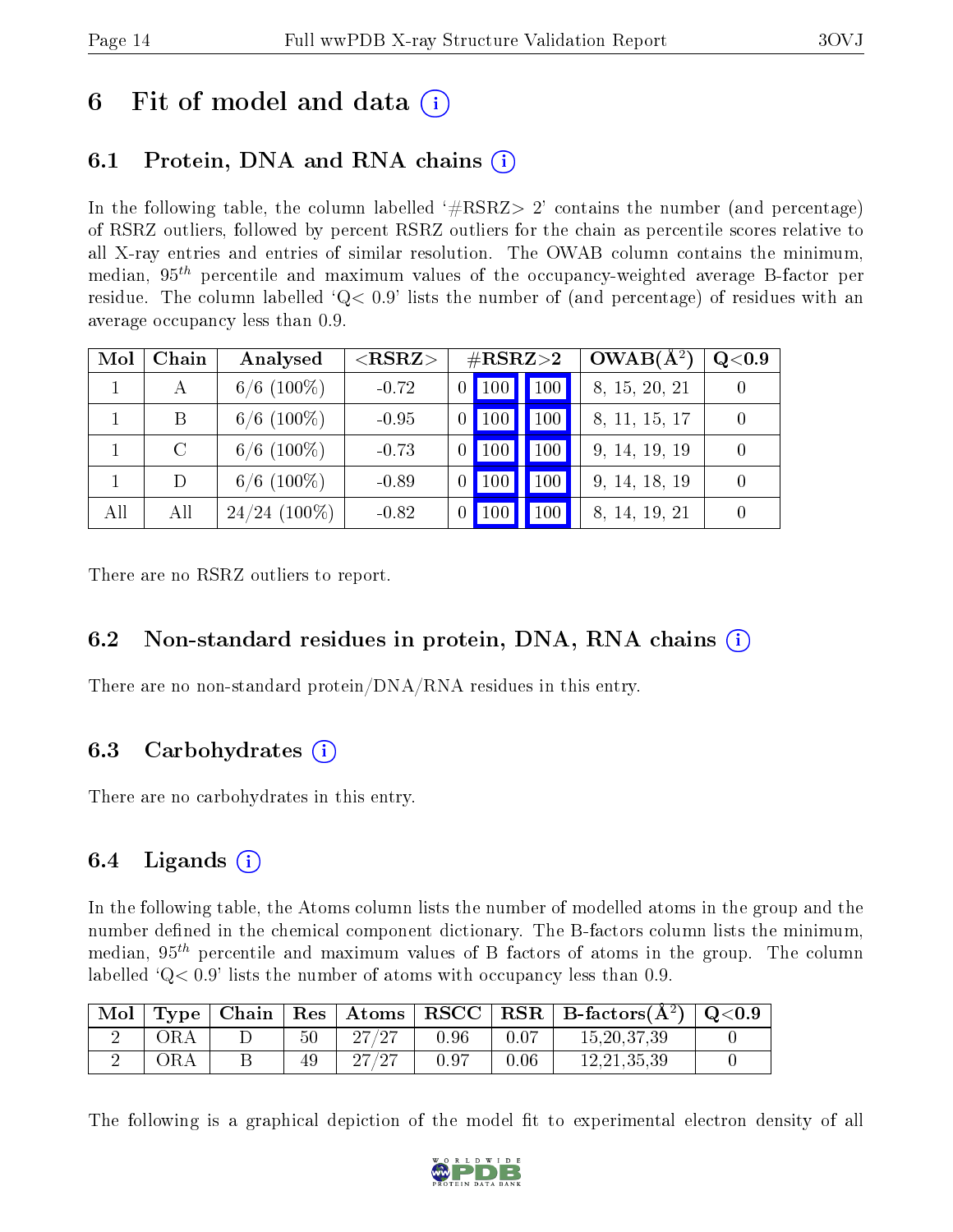# 6 Fit of model and data

## 6.1 Protein, DNA and RNA chains

In the following table, the column labelled '#RSRZ> 2' contains the number (and percentage) of RSRZ outliers, followed by percent RSRZ outliers for the chain as percentile scores relative to all X-ray entries and entries of similar resolution. The OWAB column contains the minimum, median, $95^{th}$ percentile and maximum values of the occupancy-weighted average B-factor per residue. The column labelled 'Q< 0.9' lists the number of (and percentage) of residues with an average occupancy less than 0.9.

| Mol | Chain | Analysed | <RSRZ> | #RSRZ>2 | | | OWAB(Å$^2$) | Q<0.9 |
|---|---|---|---|---|---|---|---|---|
| 1 | A | 6/6 (100%) | -0.72 | 0 | 100 | 100 | 8, 15, 20, 21 | 0 |
| 1 | B | 6/6 (100%) | -0.95 | 0 | 100 | 100 | 8, 11, 15, 17 | 0 |
| 1 | C | 6/6 (100%) | -0.73 | 0 | 100 | 100 | 9, 14, 19, 19 | 0 |
| 1 | D | 6/6 (100%) | -0.89 | 0 | 100 | 100 | 9, 14, 18, 19 | 0 |
| All | All | 24/24 (100%) | -0.82 | 0 | 100 | 100 | 8, 14, 19, 21 | 0 |

There are no RSRZ outliers to report.

## 6.2 Non-standard residues in protein, DNA, RNA chains

There are no non-standard protein/DNA/RNA residues in this entry.

## 6.3 Carbohydrates

There are no carbohydrates in this entry.

## 6.4 Ligands

In the following table, the Atoms column lists the number of modelled atoms in the group and the number defined in the chemical component dictionary. The B-factors column lists the minimum, median, $95^{th}$ percentile and maximum values of B factors of atoms in the group. The column labelled 'Q< 0.9' lists the number of atoms with occupancy less than 0.9.

| Mol | Type | Chain | Res | Atoms | RSCC | RSR | B-factors(Å$^2$) | Q<0.9 |
|---|---|---|---|---|---|---|---|---|
| 2 | ORA | D | 50 | 27/27 | 0.96 | 0.07 | 15,20,37,39 | 0 |
| 2 | ORA | B | 49 | 27/27 | 0.97 | 0.06 | 12,21,35,39 | 0 |

The following is a graphical depiction of the model fit to experimental electron density of all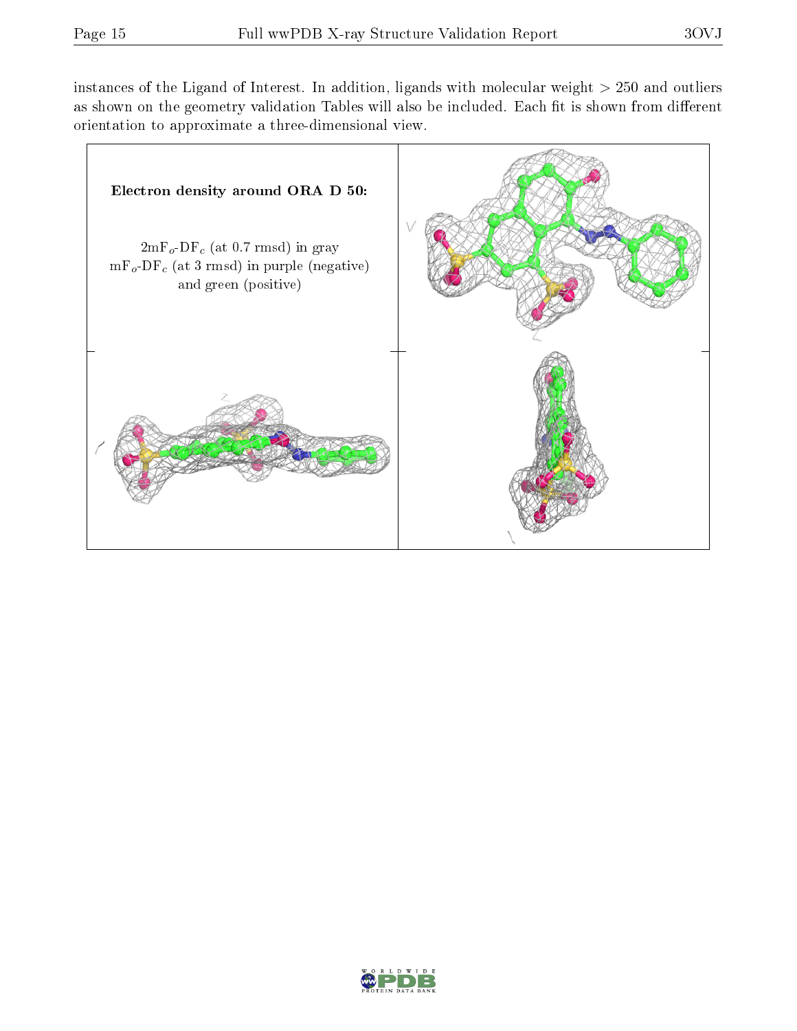instances of the Ligand of Interest. In addition, ligands with molecular weight > 250 and outliers as shown on the geometry validation Tables will also be included. Each fit is shown from different orientation to approximate a three-dimensional view.

**Electron density around ORA D 50:**

$2mF_o$-$DF_c$ (at 0.7 rmsd) in gray
$mF_o$-$DF_c$ (at 3 rmsd) in purple (negative) and green (positive)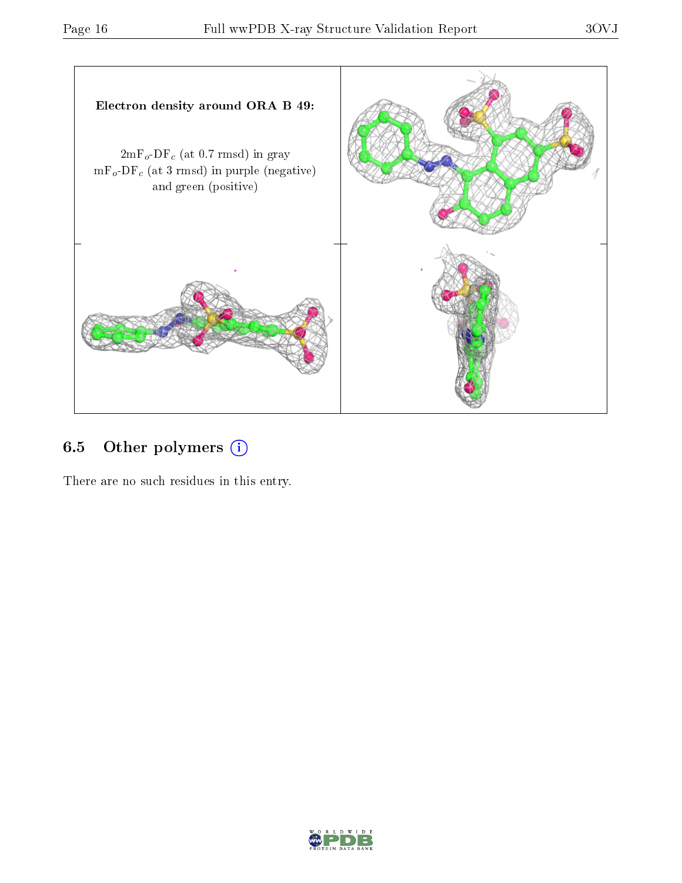**Electron density around ORA B 49:**

$2mF_o$-$DF_c$ (at 0.7 rmsd) in gray
$mF_o$-$DF_c$ (at 3 rmsd) in purple (negative)
and green (positive)

## 6.5 Other polymers

There are no such residues in this entry.